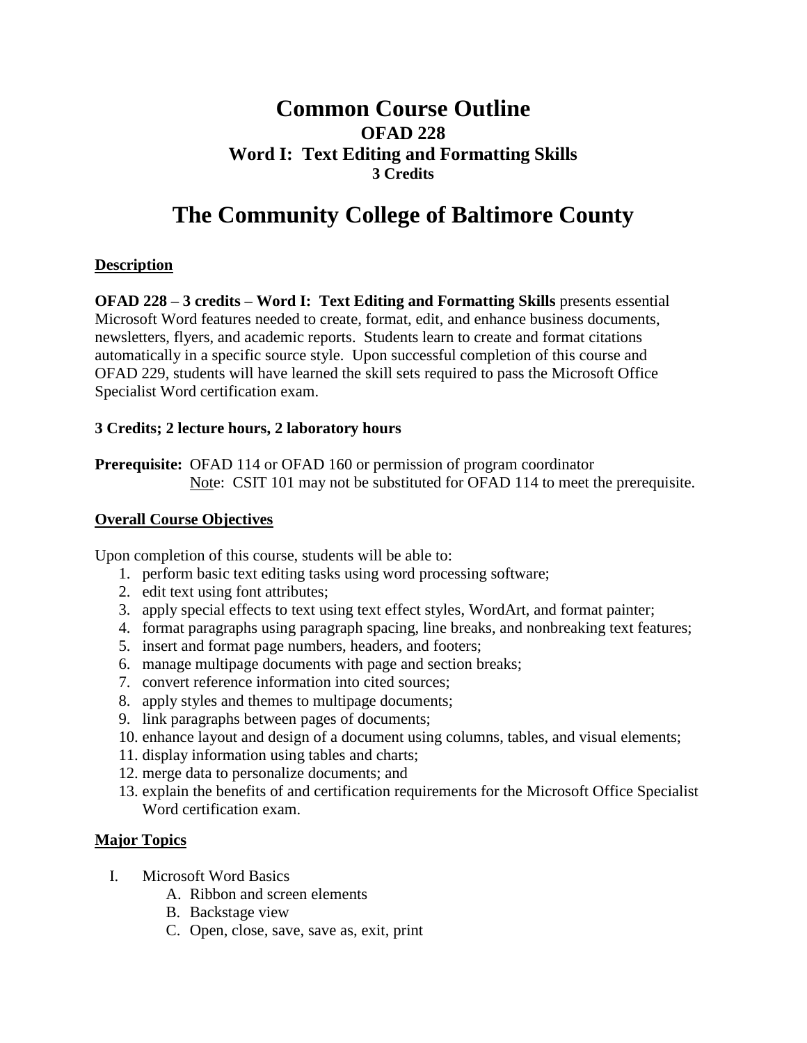# Common Course Outline

## OFAD 228

## Word I: Text Editing and Formatting Skills

### 3 Credits

# The Community College of Baltimore County

**Description**

**OFAD 228 – 3 credits – Word I: Text Editing and Formatting Skills** presents essential Microsoft Word features needed to create, format, edit, and enhance business documents, newsletters, flyers, and academic reports. Students learn to create and format citations automatically in a specific source style. Upon successful completion of this course and OFAD 229, students will have learned the skill sets required to pass the Microsoft Office Specialist Word certification exam.

**3 Credits; 2 lecture hours, 2 laboratory hours**

**Prerequisite:** OFAD 114 or OFAD 160 or permission of program coordinator
Note: CSIT 101 may not be substituted for OFAD 114 to meet the prerequisite.

**Overall Course Objectives**

Upon completion of this course, students will be able to:

1. perform basic text editing tasks using word processing software;
2. edit text using font attributes;
3. apply special effects to text using text effect styles, WordArt, and format painter;
4. format paragraphs using paragraph spacing, line breaks, and nonbreaking text features;
5. insert and format page numbers, headers, and footers;
6. manage multipage documents with page and section breaks;
7. convert reference information into cited sources;
8. apply styles and themes to multipage documents;
9. link paragraphs between pages of documents;
10. enhance layout and design of a document using columns, tables, and visual elements;
11. display information using tables and charts;
12. merge data to personalize documents; and
13. explain the benefits of and certification requirements for the Microsoft Office Specialist Word certification exam.

**Major Topics**

I. Microsoft Word Basics
   A. Ribbon and screen elements
   B. Backstage view
   C. Open, close, save, save as, exit, print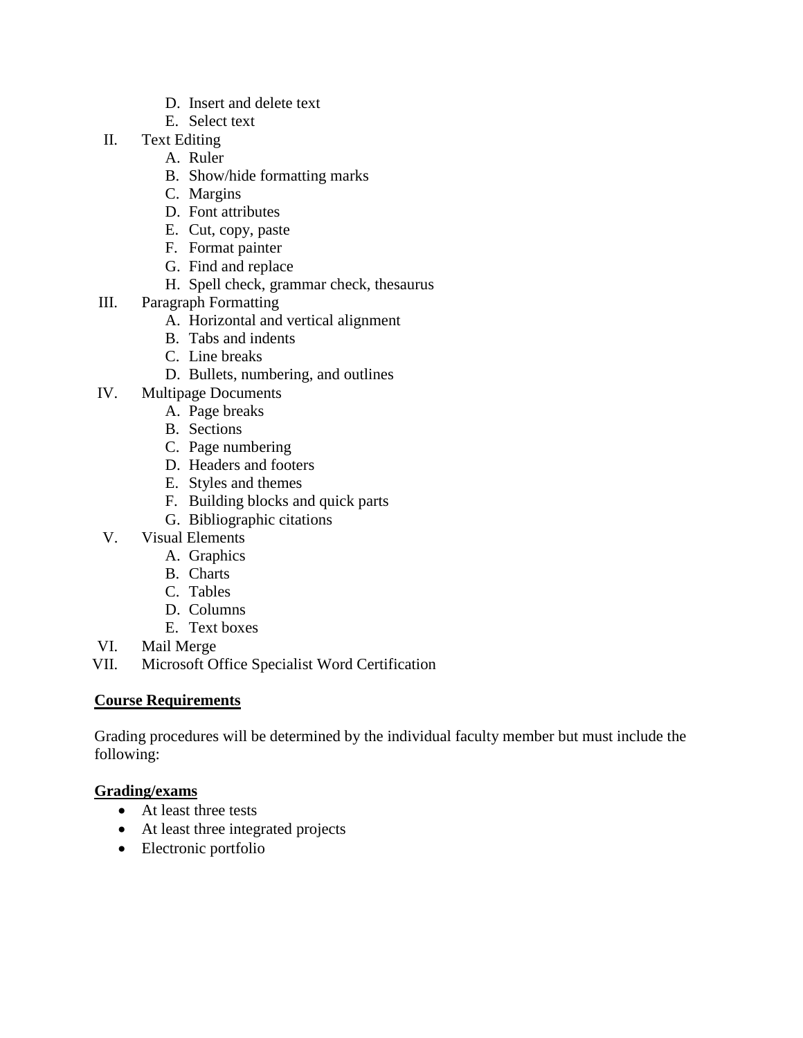- D. Insert and delete text
   - E. Select text

II. Text Editing
   - A. Ruler
   - B. Show/hide formatting marks
   - C. Margins
   - D. Font attributes
   - E. Cut, copy, paste
   - F. Format painter
   - G. Find and replace
   - H. Spell check, grammar check, thesaurus

III. Paragraph Formatting
   - A. Horizontal and vertical alignment
   - B. Tabs and indents
   - C. Line breaks
   - D. Bullets, numbering, and outlines

IV. Multipage Documents
   - A. Page breaks
   - B. Sections
   - C. Page numbering
   - D. Headers and footers
   - E. Styles and themes
   - F. Building blocks and quick parts
   - G. Bibliographic citations

V. Visual Elements
   - A. Graphics
   - B. Charts
   - C. Tables
   - D. Columns
   - E. Text boxes

VI. Mail Merge

VII. Microsoft Office Specialist Word Certification

**Course Requirements**

Grading procedures will be determined by the individual faculty member but must include the following:

**Grading/exams**

- At least three tests
- At least three integrated projects
- Electronic portfolio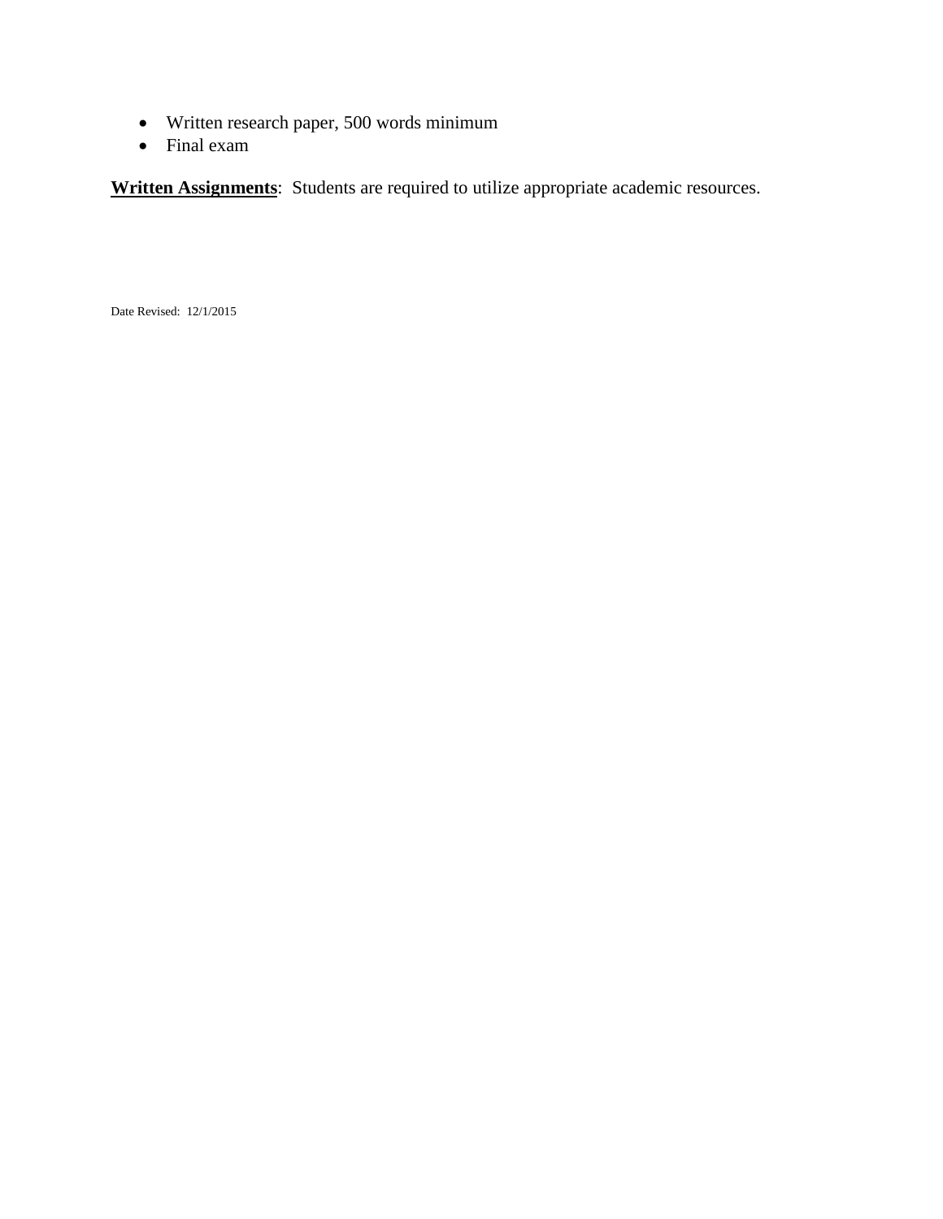- Written research paper, 500 words minimum
- Final exam

**Written Assignments**: Students are required to utilize appropriate academic resources.

Date Revised: 12/1/2015